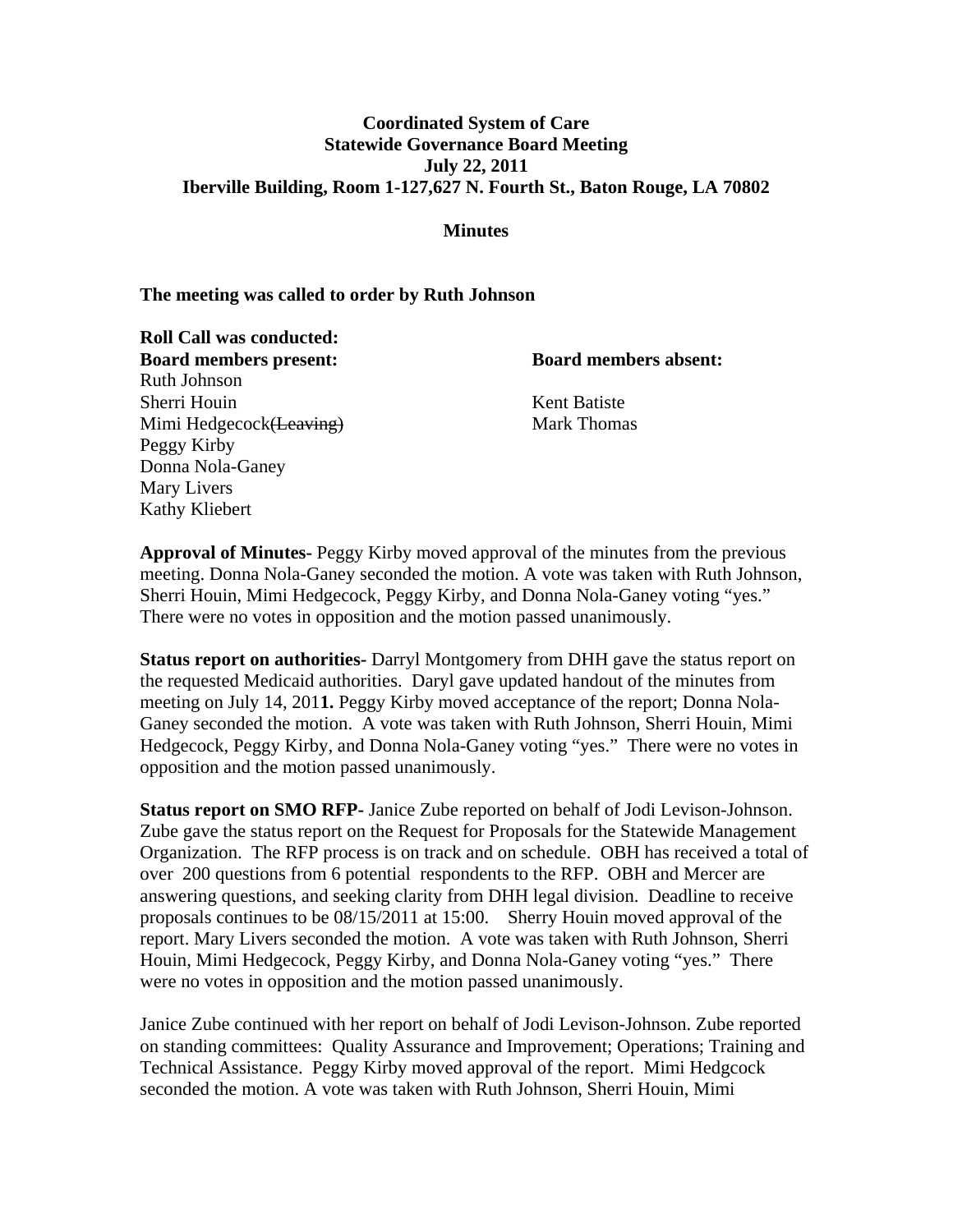**Coordinated System of Care**
**Statewide Governance Board Meeting**
**July 22, 2011**
**Iberville Building, Room 1-127,627 N. Fourth St., Baton Rouge, LA 70802**

**Minutes**

**The meeting was called to order by Ruth Johnson**

**Roll Call was conducted:**

| **Board members present:** | **Board members absent:** |
|---|---|
| Ruth Johnson | |
| Sherri Houin | Kent Batiste |
| Mimi Hedgecock~~(Leaving)~~ | Mark Thomas |
| Peggy Kirby | |
| Donna Nola-Ganey | |
| Mary Livers | |
| Kathy Kliebert | |

**Approval of Minutes-** Peggy Kirby moved approval of the minutes from the previous meeting. Donna Nola-Ganey seconded the motion. A vote was taken with Ruth Johnson, Sherri Houin, Mimi Hedgecock, Peggy Kirby, and Donna Nola-Ganey voting "yes." There were no votes in opposition and the motion passed unanimously.

**Status report on authorities-** Darryl Montgomery from DHH gave the status report on the requested Medicaid authorities. Daryl gave updated handout of the minutes from meeting on July 14, 201**1.** Peggy Kirby moved acceptance of the report; Donna Nola-Ganey seconded the motion. A vote was taken with Ruth Johnson, Sherri Houin, Mimi Hedgecock, Peggy Kirby, and Donna Nola-Ganey voting "yes." There were no votes in opposition and the motion passed unanimously.

**Status report on SMO RFP-** Janice Zube reported on behalf of Jodi Levison-Johnson. Zube gave the status report on the Request for Proposals for the Statewide Management Organization. The RFP process is on track and on schedule. OBH has received a total of over 200 questions from 6 potential respondents to the RFP. OBH and Mercer are answering questions, and seeking clarity from DHH legal division. Deadline to receive proposals continues to be 08/15/2011 at 15:00. Sherry Houin moved approval of the report. Mary Livers seconded the motion. A vote was taken with Ruth Johnson, Sherri Houin, Mimi Hedgecock, Peggy Kirby, and Donna Nola-Ganey voting "yes." There were no votes in opposition and the motion passed unanimously.

Janice Zube continued with her report on behalf of Jodi Levison-Johnson. Zube reported on standing committees: Quality Assurance and Improvement; Operations; Training and Technical Assistance. Peggy Kirby moved approval of the report. Mimi Hedgcock seconded the motion. A vote was taken with Ruth Johnson, Sherri Houin, Mimi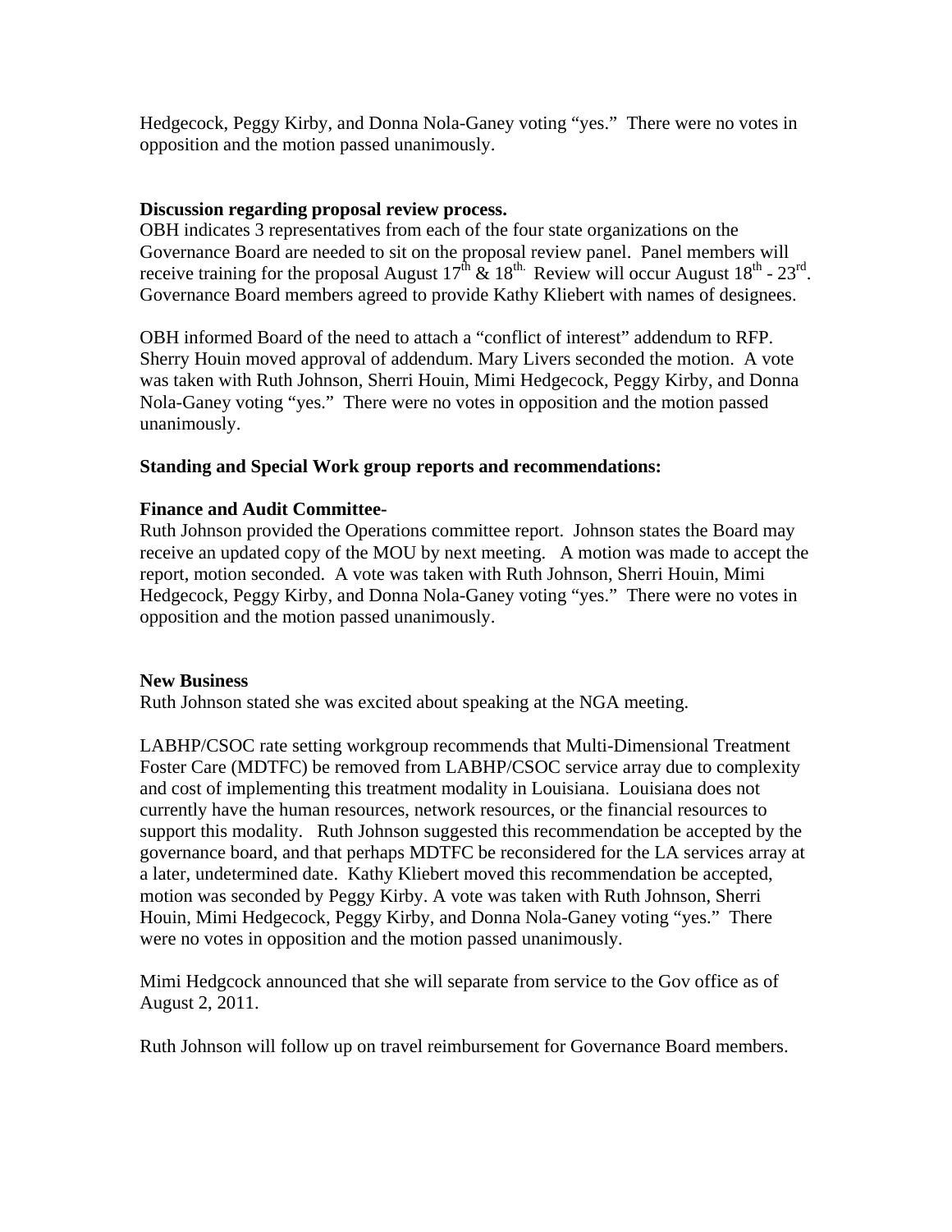Hedgecock, Peggy Kirby, and Donna Nola-Ganey voting "yes." There were no votes in opposition and the motion passed unanimously.

**Discussion regarding proposal review process.**
OBH indicates 3 representatives from each of the four state organizations on the Governance Board are needed to sit on the proposal review panel. Panel members will receive training for the proposal August 17th & 18th. Review will occur August 18th - 23rd. Governance Board members agreed to provide Kathy Kliebert with names of designees.

OBH informed Board of the need to attach a "conflict of interest" addendum to RFP. Sherry Houin moved approval of addendum. Mary Livers seconded the motion. A vote was taken with Ruth Johnson, Sherri Houin, Mimi Hedgecock, Peggy Kirby, and Donna Nola-Ganey voting "yes." There were no votes in opposition and the motion passed unanimously.

**Standing and Special Work group reports and recommendations:**

**Finance and Audit Committee-**
Ruth Johnson provided the Operations committee report. Johnson states the Board may receive an updated copy of the MOU by next meeting. A motion was made to accept the report, motion seconded. A vote was taken with Ruth Johnson, Sherri Houin, Mimi Hedgecock, Peggy Kirby, and Donna Nola-Ganey voting "yes." There were no votes in opposition and the motion passed unanimously.

**New Business**
Ruth Johnson stated she was excited about speaking at the NGA meeting.

LABHP/CSOC rate setting workgroup recommends that Multi-Dimensional Treatment Foster Care (MDTFC) be removed from LABHP/CSOC service array due to complexity and cost of implementing this treatment modality in Louisiana. Louisiana does not currently have the human resources, network resources, or the financial resources to support this modality. Ruth Johnson suggested this recommendation be accepted by the governance board, and that perhaps MDTFC be reconsidered for the LA services array at a later, undetermined date. Kathy Kliebert moved this recommendation be accepted, motion was seconded by Peggy Kirby. A vote was taken with Ruth Johnson, Sherri Houin, Mimi Hedgecock, Peggy Kirby, and Donna Nola-Ganey voting "yes." There were no votes in opposition and the motion passed unanimously.

Mimi Hedgcock announced that she will separate from service to the Gov office as of August 2, 2011.

Ruth Johnson will follow up on travel reimbursement for Governance Board members.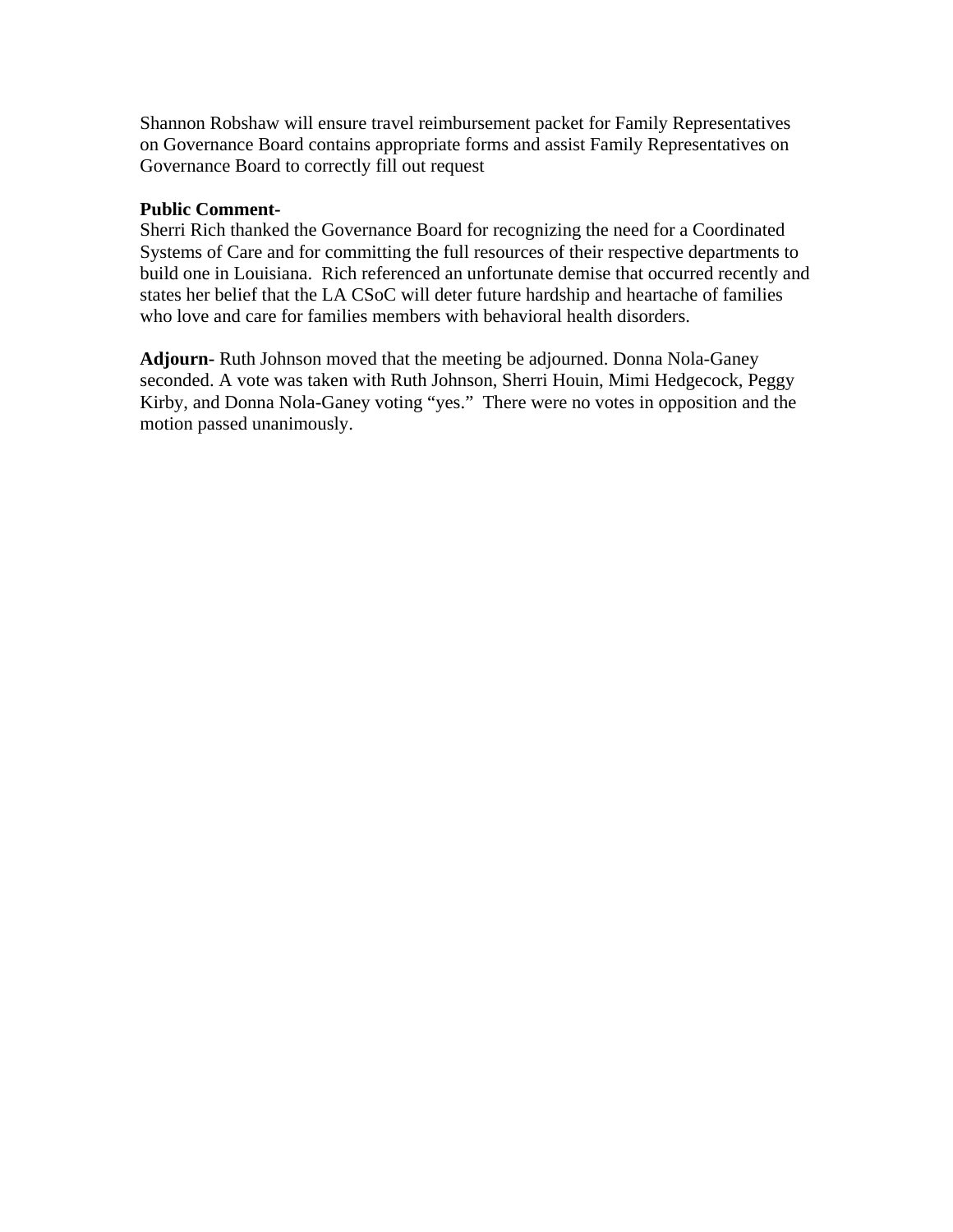Shannon Robshaw will ensure travel reimbursement packet for Family Representatives on Governance Board contains appropriate forms and assist Family Representatives on Governance Board to correctly fill out request

**Public Comment-**
Sherri Rich thanked the Governance Board for recognizing the need for a Coordinated Systems of Care and for committing the full resources of their respective departments to build one in Louisiana. Rich referenced an unfortunate demise that occurred recently and states her belief that the LA CSoC will deter future hardship and heartache of families who love and care for families members with behavioral health disorders.

**Adjourn-** Ruth Johnson moved that the meeting be adjourned. Donna Nola-Ganey seconded. A vote was taken with Ruth Johnson, Sherri Houin, Mimi Hedgecock, Peggy Kirby, and Donna Nola-Ganey voting "yes." There were no votes in opposition and the motion passed unanimously.